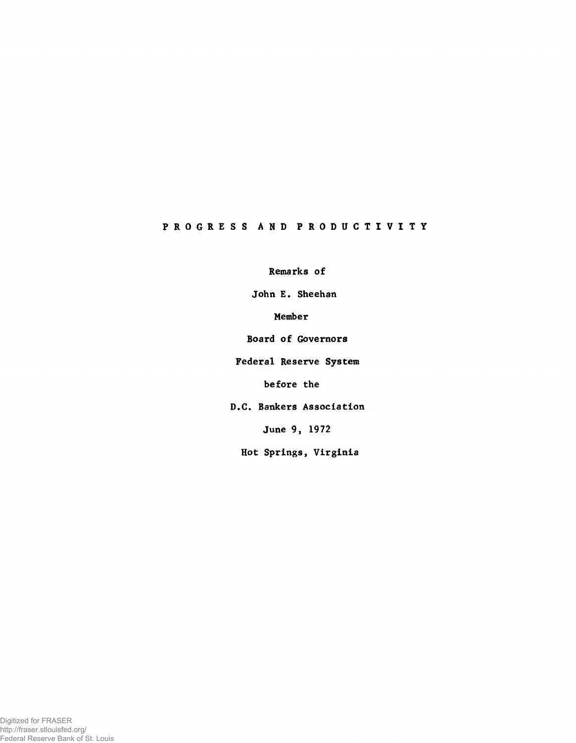# PROGRESS AND PRODUCTIVITY

Remarks of

John E. Sheehan

Member

Board of Governors

Federal Reserve System

before the

D.C. Bankers Association

June 9, 1972

Hot Springs, Virginia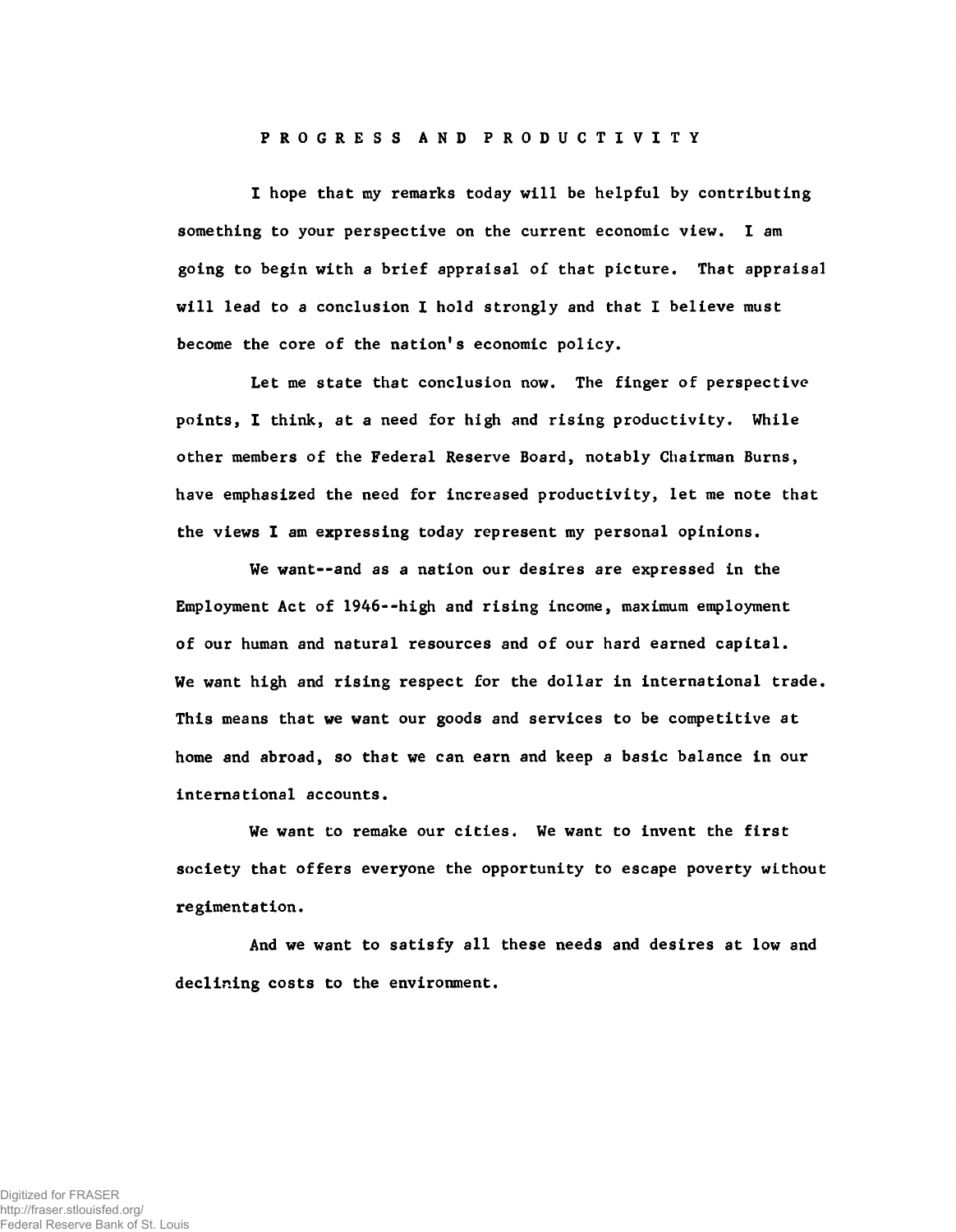# PROGRESS AND PRODUCTIVITY

I hope that my remarks today will be helpful by contributing something to your perspective on the current economic view. I am going to begin with a brief appraisal of that picture. That appraisal will lead to a conclusion I hold strongly and that I believe must become the core of the nation's economic policy.

Let me state that conclusion now. The finger of perspective points, I think, at a need for high and rising productivity. While other members of the Federal Reserve Board, notably Chairman Burns, have emphasized the need for increased productivity, let me note that the views I am expressing today represent my personal opinions.

We want--and as a nation our desires are expressed in the Employment Act of 1946--high and rising income, maximum employment of our human and natural resources and of our hard earned capital. We want high and rising respect for the dollar in international trade. This means that we want our goods and services to be competitive at home and abroad, so that we can earn and keep a basic balance in our international accounts.

We want to remake our cities. We want to invent the first society that offers everyone the opportunity to escape poverty without regimentation.

And we want to satisfy all these needs and desires at low and declining costs to the environment.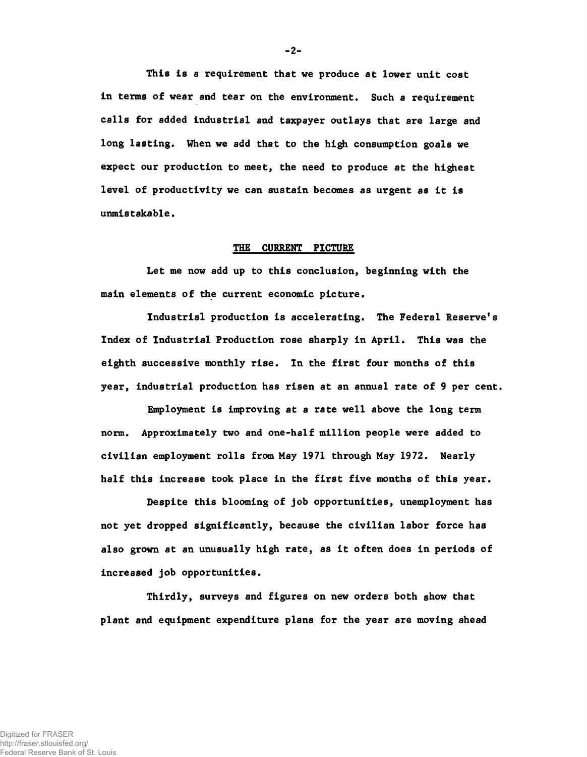This is a requirement that we produce at lower unit cost in terms of wear and tear on the environment. Such a requirement calls for added industrial and taxpayer outlays that are large and long lasting. When we add that to the high consumption goals we expect our production to meet, the need to produce at the highest level of productivity we can sustain becomes as urgent as it is unmistakable.

## THE CURRENT PICTURE

Let me now add up to this conclusion, beginning with the main elements of the current economic picture.

Industrial production is accelerating. The Federal Reserve's Index of Industrial Production rose sharply in April. This was the eighth successive monthly rise. In the first four months of this year, industrial production has risen at an annual rate of 9 per cent.

Employment is improving at a rate well above the long term norm. Approximately two and one-half million people were added to civilian employment rolls from May 1971 through May 1972. Nearly half this increase took place in the first five months of this year.

Despite this blooming of job opportunities, unemployment has not yet dropped significantly, because the civilian labor force has also grown at an unusually high rate, as it often does in periods of increased job opportunities.

Thirdly, surveys and figures on new orders both show that plant and equipment expenditure plans for the year are moving ahead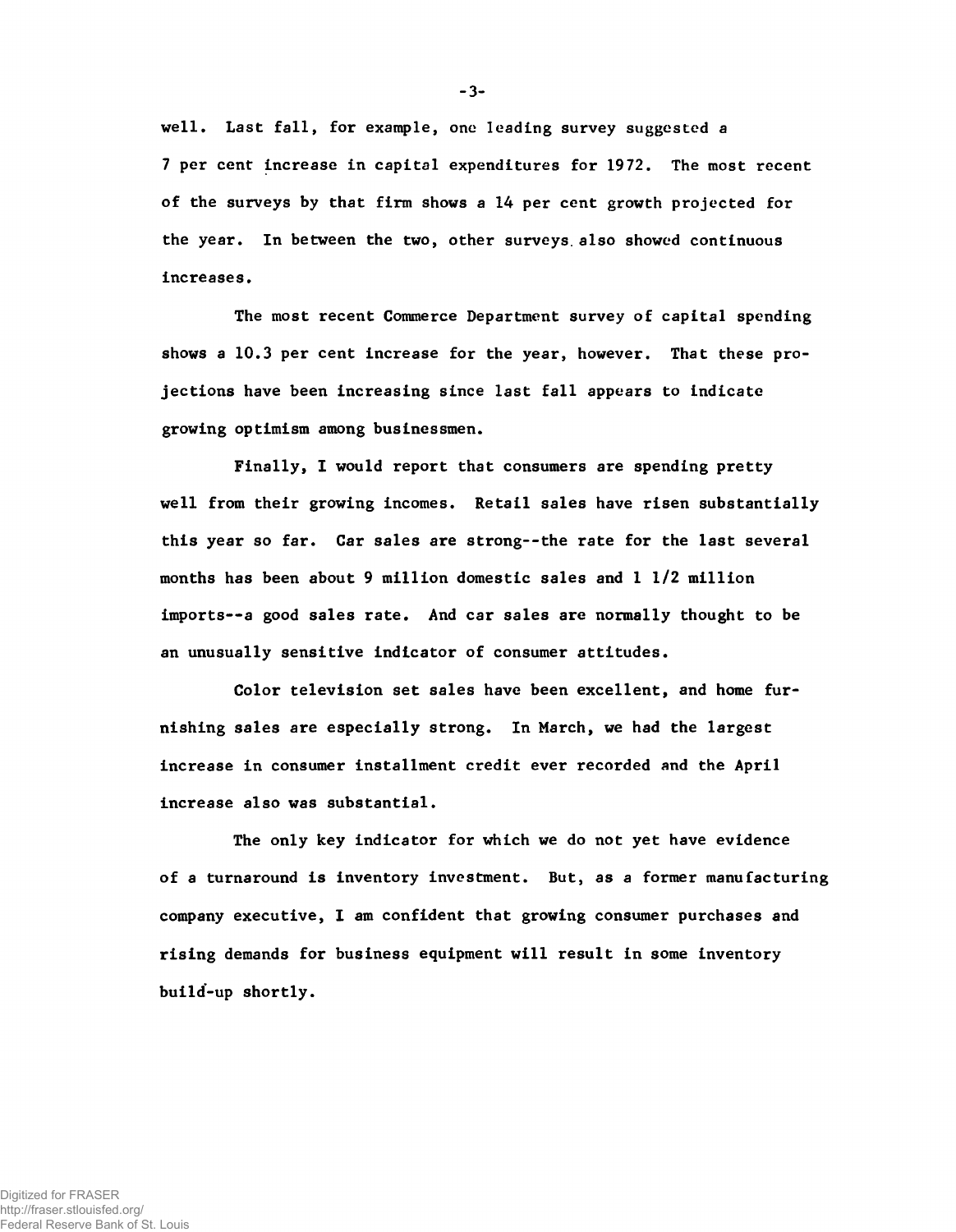well. Last fall, for example, one leading survey suggested a 7 per cent increase in capital expenditures for 1972. The most recent of the surveys by that firm shows a 14 per cent growth projected for the year. In between the two, other surveys also showed continuous increases.

The most recent Commerce Department survey of capital spending shows a 10.3 per cent increase for the year, however. That these projections have been increasing since last fall appears to indicate growing optimism among businessmen.

Finally, I would report that consumers are spending pretty well from their growing incomes. Retail sales have risen substantially this year so far. Car sales are strong--the rate for the last several months has been about 9 million domestic sales and 1 1/2 million imports--a good sales rate. And car sales are normally thought to be an unusually sensitive indicator of consumer attitudes.

Color television set sales have been excellent, and home furnishing sales are especially strong. In March, we had the largest increase in consumer installment credit ever recorded and the April increase also was substantial.

The only key indicator for which we do not yet have evidence of a turnaround is inventory investment. But, as a former manufacturing company executive, I am confident that growing consumer purchases and rising demands for business equipment will result in some inventory build-up shortly.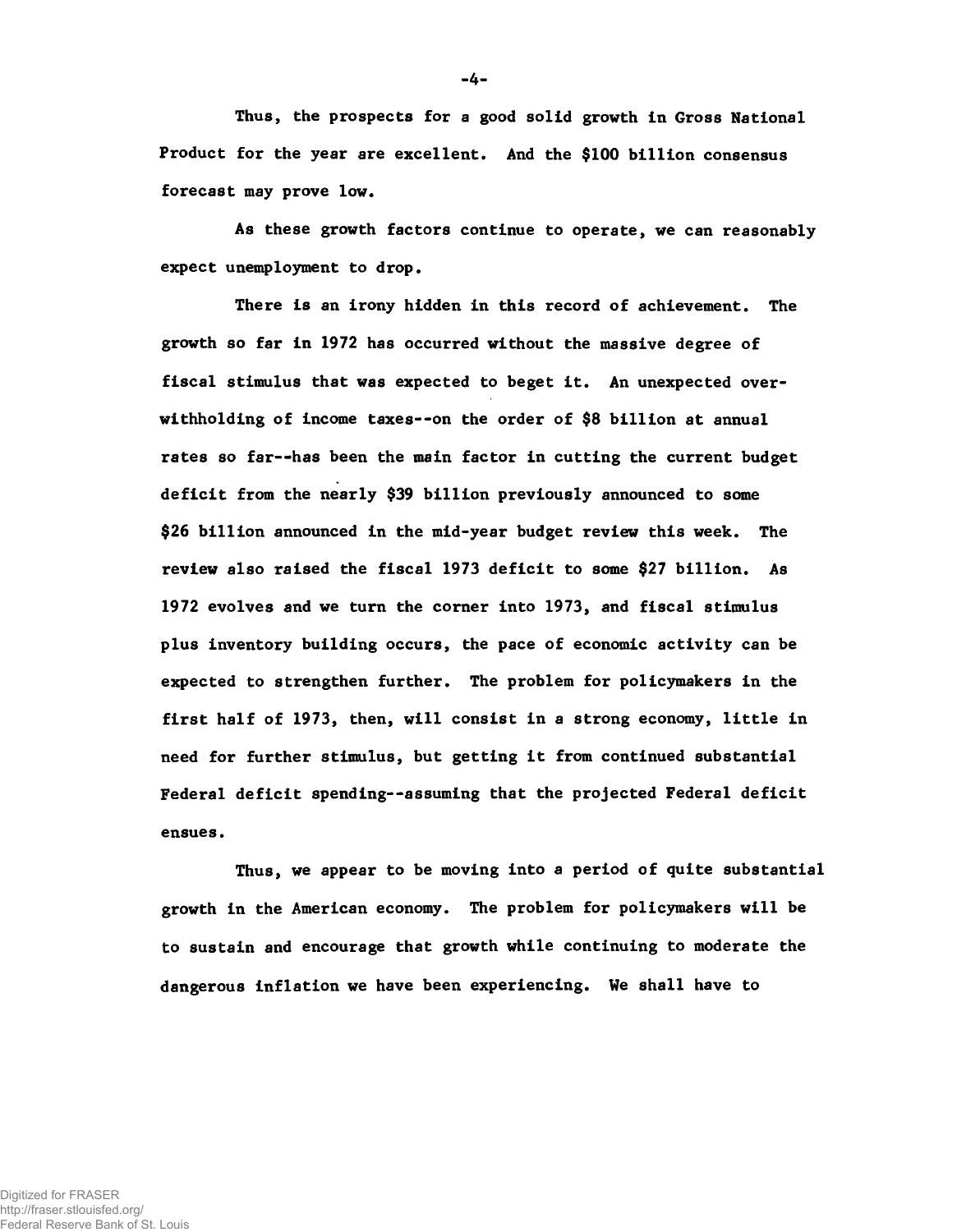Thus, the prospects for a good solid growth in Gross National Product for the year are excellent. And the $100 billion consensus forecast may prove low.

As these growth factors continue to operate, we can reasonably expect unemployment to drop.

There is an irony hidden in this record of achievement. The growth so far in 1972 has occurred without the massive degree of fiscal stimulus that was expected to beget it. An unexpected over-withholding of income taxes--on the order of $8 billion at annual rates so far--has been the main factor in cutting the current budget deficit from the nearly $39 billion previously announced to some $26 billion announced in the mid-year budget review this week. The review also raised the fiscal 1973 deficit to some $27 billion. As 1972 evolves and we turn the corner into 1973, and fiscal stimulus plus inventory building occurs, the pace of economic activity can be expected to strengthen further. The problem for policymakers in the first half of 1973, then, will consist in a strong economy, little in need for further stimulus, but getting it from continued substantial Federal deficit spending--assuming that the projected Federal deficit ensues.

Thus, we appear to be moving into a period of quite substantial growth in the American economy. The problem for policymakers will be to sustain and encourage that growth while continuing to moderate the dangerous inflation we have been experiencing. We shall have to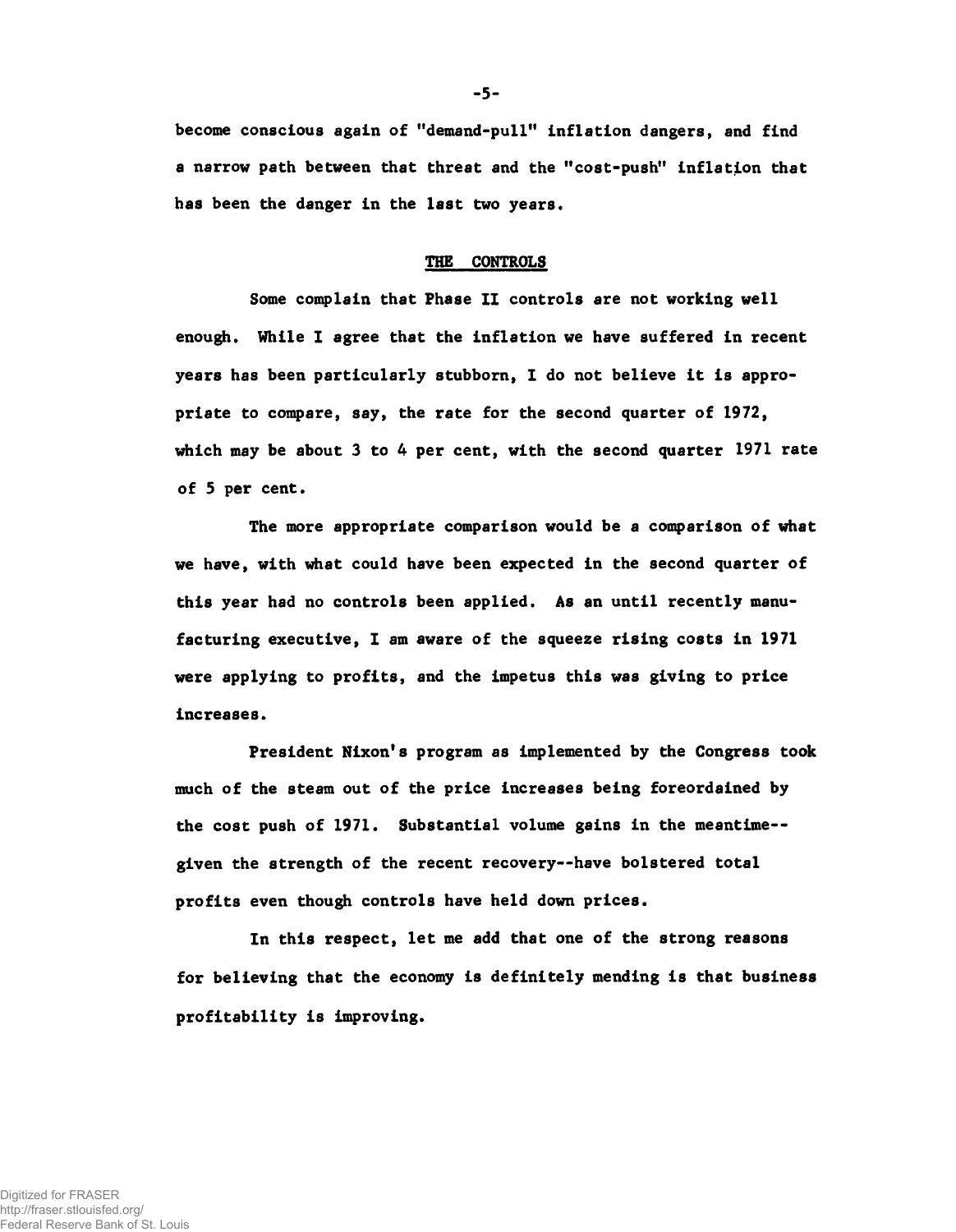become conscious again of "demand-pull" inflation dangers, and find a narrow path between that threat and the "cost-push" inflation that has been the danger in the last two years.

## THE CONTROLS

Some complain that Phase II controls are not working well enough. While I agree that the inflation we have suffered in recent years has been particularly stubborn, I do not believe it is appropriate to compare, say, the rate for the second quarter of 1972, which may be about 3 to 4 per cent, with the second quarter 1971 rate of 5 per cent.

The more appropriate comparison would be a comparison of what we have, with what could have been expected in the second quarter of this year had no controls been applied. As an until recently manufacturing executive, I am aware of the squeeze rising costs in 1971 were applying to profits, and the impetus this was giving to price increases.

President Nixon's program as implemented by the Congress took much of the steam out of the price increases being foreordained by the cost push of 1971. Substantial volume gains in the meantime--given the strength of the recent recovery--have bolstered total profits even though controls have held down prices.

In this respect, let me add that one of the strong reasons for believing that the economy is definitely mending is that business profitability is improving.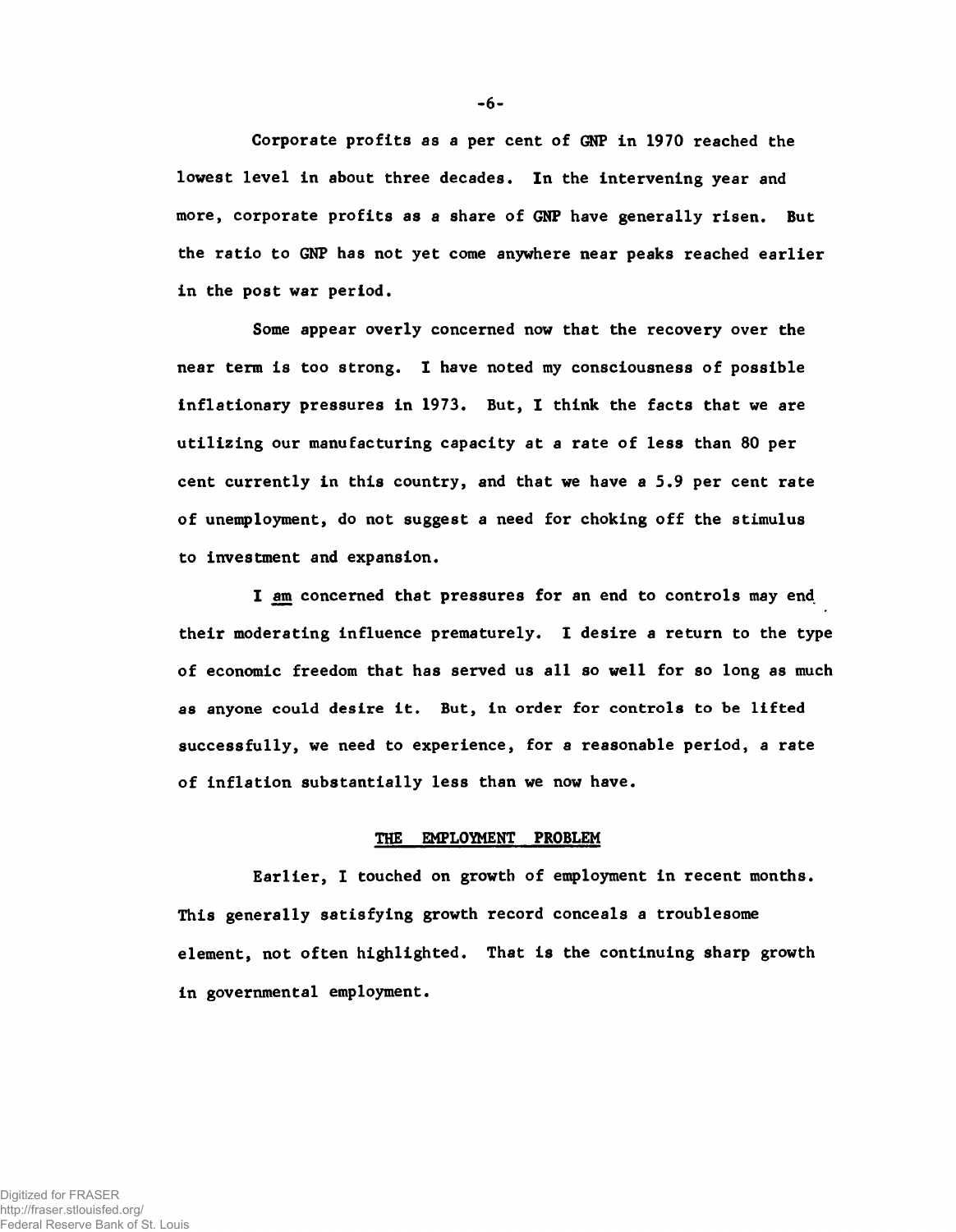Corporate profits as a per cent of GNP in 1970 reached the lowest level in about three decades. In the intervening year and more, corporate profits as a share of GNP have generally risen. But the ratio to GNP has not yet come anywhere near peaks reached earlier in the post war period.

Some appear overly concerned now that the recovery over the near term is too strong. I have noted my consciousness of possible inflationary pressures in 1973. But, I think the facts that we are utilizing our manufacturing capacity at a rate of less than 80 per cent currently in this country, and that we have a 5.9 per cent rate of unemployment, do not suggest a need for choking off the stimulus to investment and expansion.

I _am_ concerned that pressures for an end to controls may end their moderating influence prematurely. I desire a return to the type of economic freedom that has served us all so well for so long as much as anyone could desire it. But, in order for controls to be lifted successfully, we need to experience, for a reasonable period, a rate of inflation substantially less than we now have.

## THE EMPLOYMENT PROBLEM

Earlier, I touched on growth of employment in recent months. This generally satisfying growth record conceals a troublesome element, not often highlighted. That is the continuing sharp growth in governmental employment.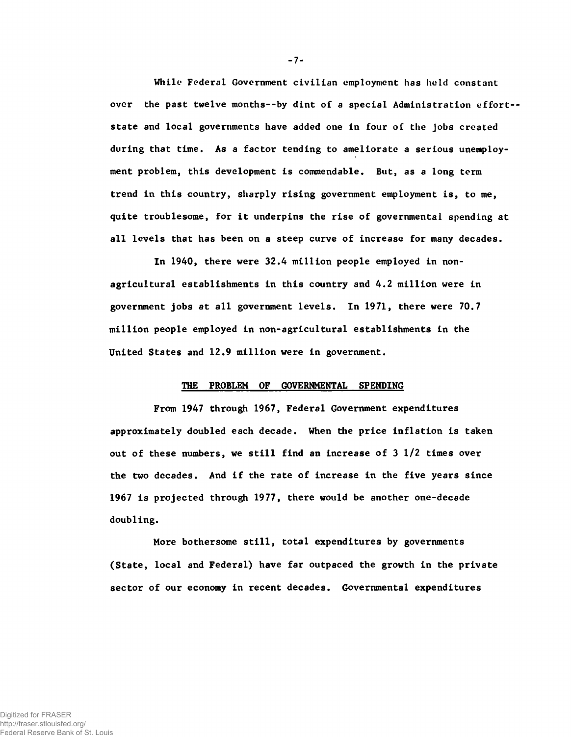While Federal Government civilian employment has held constant over the past twelve months--by dint of a special Administration effort--state and local governments have added one in four of the jobs created during that time. As a factor tending to ameliorate a serious unemployment problem, this development is commendable. But, as a long term trend in this country, sharply rising government employment is, to me, quite troublesome, for it underpins the rise of governmental spending at all levels that has been on a steep curve of increase for many decades.

In 1940, there were 32.4 million people employed in non-agricultural establishments in this country and 4.2 million were in government jobs at all government levels. In 1971, there were 70.7 million people employed in non-agricultural establishments in the United States and 12.9 million were in government.

## THE PROBLEM OF GOVERNMENTAL SPENDING

From 1947 through 1967, Federal Government expenditures approximately doubled each decade. When the price inflation is taken out of these numbers, we still find an increase of 3 1/2 times over the two decades. And if the rate of increase in the five years since 1967 is projected through 1977, there would be another one-decade doubling.

More bothersome still, total expenditures by governments (State, local and Federal) have far outpaced the growth in the private sector of our economy in recent decades. Governmental expenditures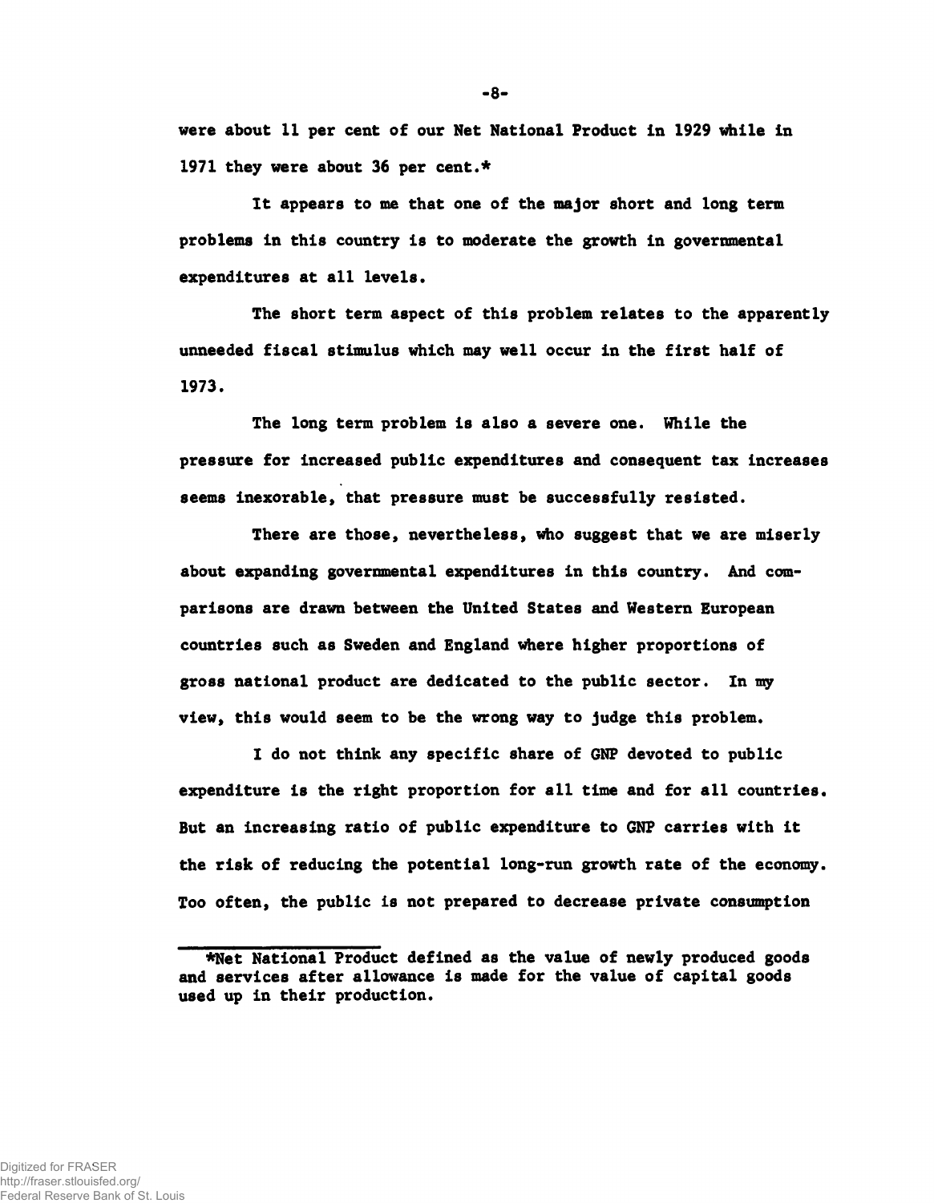were about 11 per cent of our Net National Product in 1929 while in 1971 they were about 36 per cent.*

It appears to me that one of the major short and long term problems in this country is to moderate the growth in governmental expenditures at all levels.

The short term aspect of this problem relates to the apparently unneeded fiscal stimulus which may well occur in the first half of 1973.

The long term problem is also a severe one. While the pressure for increased public expenditures and consequent tax increases seems inexorable, that pressure must be successfully resisted.

There are those, nevertheless, who suggest that we are miserly about expanding governmental expenditures in this country. And comparisons are drawn between the United States and Western European countries such as Sweden and England where higher proportions of gross national product are dedicated to the public sector. In my view, this would seem to be the wrong way to judge this problem.

I do not think any specific share of GNP devoted to public expenditure is the right proportion for all time and for all countries. But an increasing ratio of public expenditure to GNP carries with it the risk of reducing the potential long-run growth rate of the economy. Too often, the public is not prepared to decrease private consumption

---

*Net National Product defined as the value of newly produced goods and services after allowance is made for the value of capital goods used up in their production.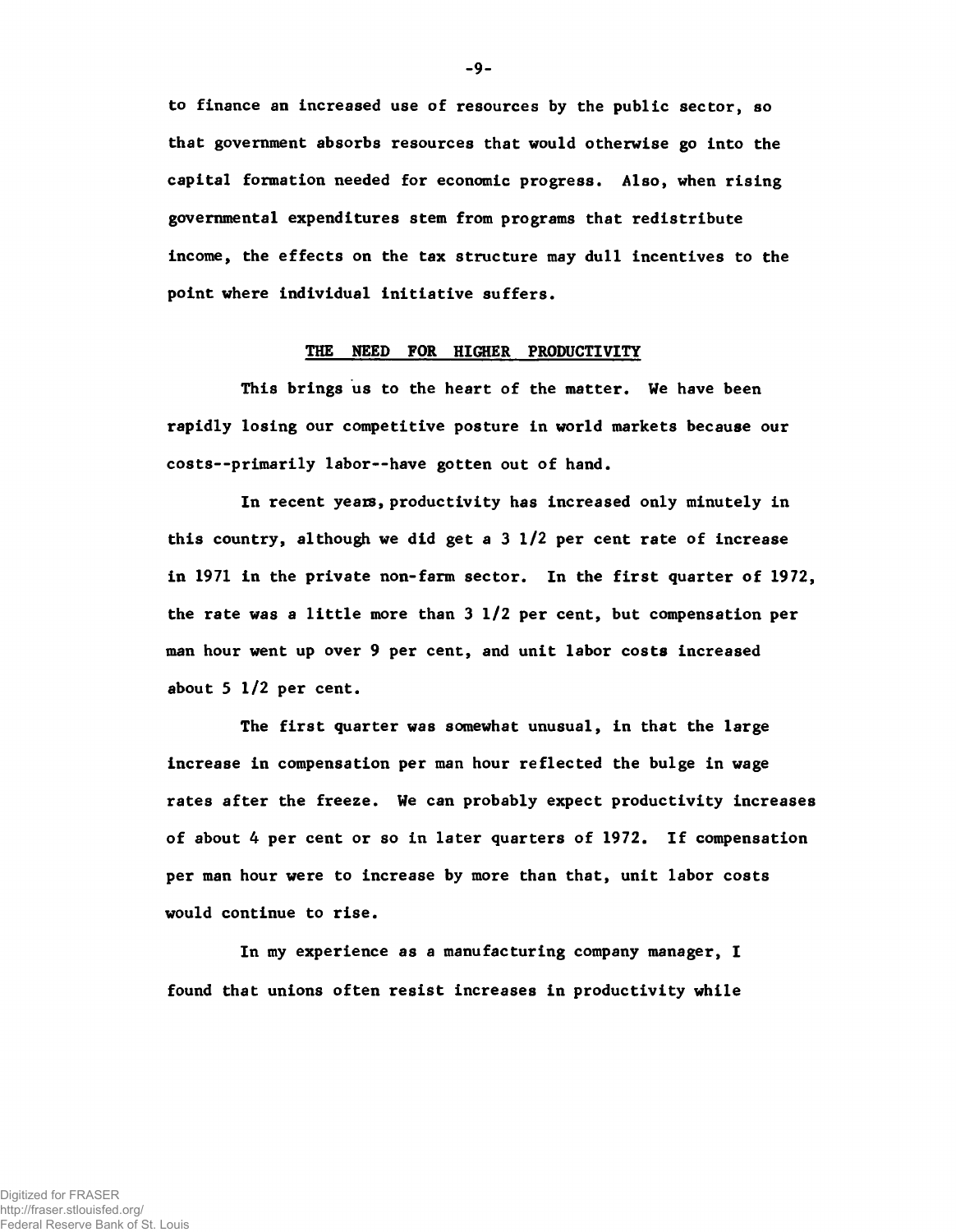to finance an increased use of resources by the public sector, so that government absorbs resources that would otherwise go into the capital formation needed for economic progress. Also, when rising governmental expenditures stem from programs that redistribute income, the effects on the tax structure may dull incentives to the point where individual initiative suffers.

## THE NEED FOR HIGHER PRODUCTIVITY

This brings us to the heart of the matter. We have been rapidly losing our competitive posture in world markets because our costs--primarily labor--have gotten out of hand.

In recent years, productivity has increased only minutely in this country, although we did get a 3 1/2 per cent rate of increase in 1971 in the private non-farm sector. In the first quarter of 1972, the rate was a little more than 3 1/2 per cent, but compensation per man hour went up over 9 per cent, and unit labor costs increased about 5 1/2 per cent.

The first quarter was somewhat unusual, in that the large increase in compensation per man hour reflected the bulge in wage rates after the freeze. We can probably expect productivity increases of about 4 per cent or so in later quarters of 1972. If compensation per man hour were to increase by more than that, unit labor costs would continue to rise.

In my experience as a manufacturing company manager, I found that unions often resist increases in productivity while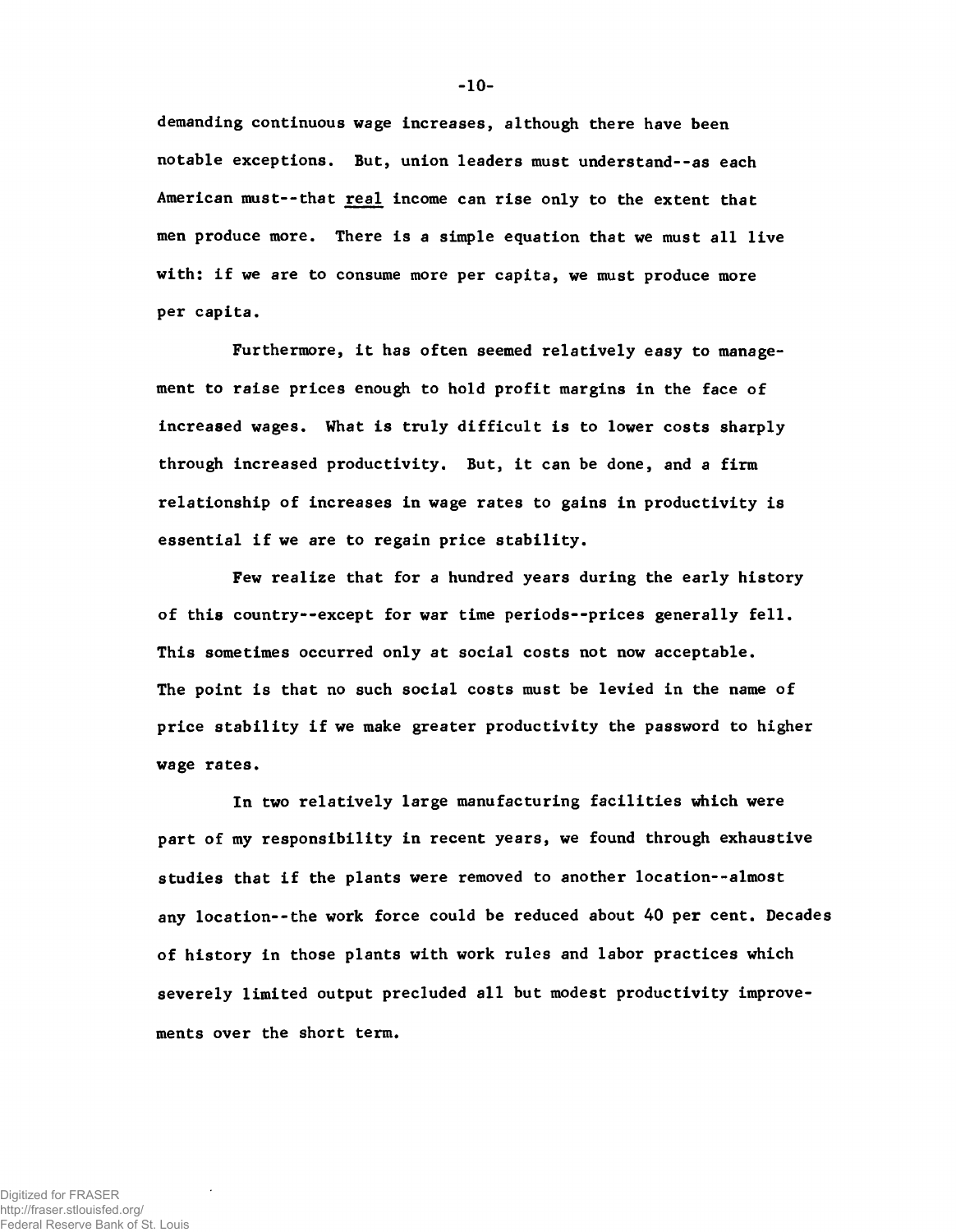demanding continuous wage increases, although there have been notable exceptions. But, union leaders must understand--as each American must--that *real* income can rise only to the extent that men produce more. There is a simple equation that we must all live with: if we are to consume more per capita, we must produce more per capita.

Furthermore, it has often seemed relatively easy to management to raise prices enough to hold profit margins in the face of increased wages. What is truly difficult is to lower costs sharply through increased productivity. But, it can be done, and a firm relationship of increases in wage rates to gains in productivity is essential if we are to regain price stability.

Few realize that for a hundred years during the early history of this country--except for war time periods--prices generally fell. This sometimes occurred only at social costs not now acceptable. The point is that no such social costs must be levied in the name of price stability if we make greater productivity the password to higher wage rates.

In two relatively large manufacturing facilities which were part of my responsibility in recent years, we found through exhaustive studies that if the plants were removed to another location--almost any location--the work force could be reduced about 40 per cent. Decades of history in those plants with work rules and labor practices which severely limited output precluded all but modest productivity improvements over the short term.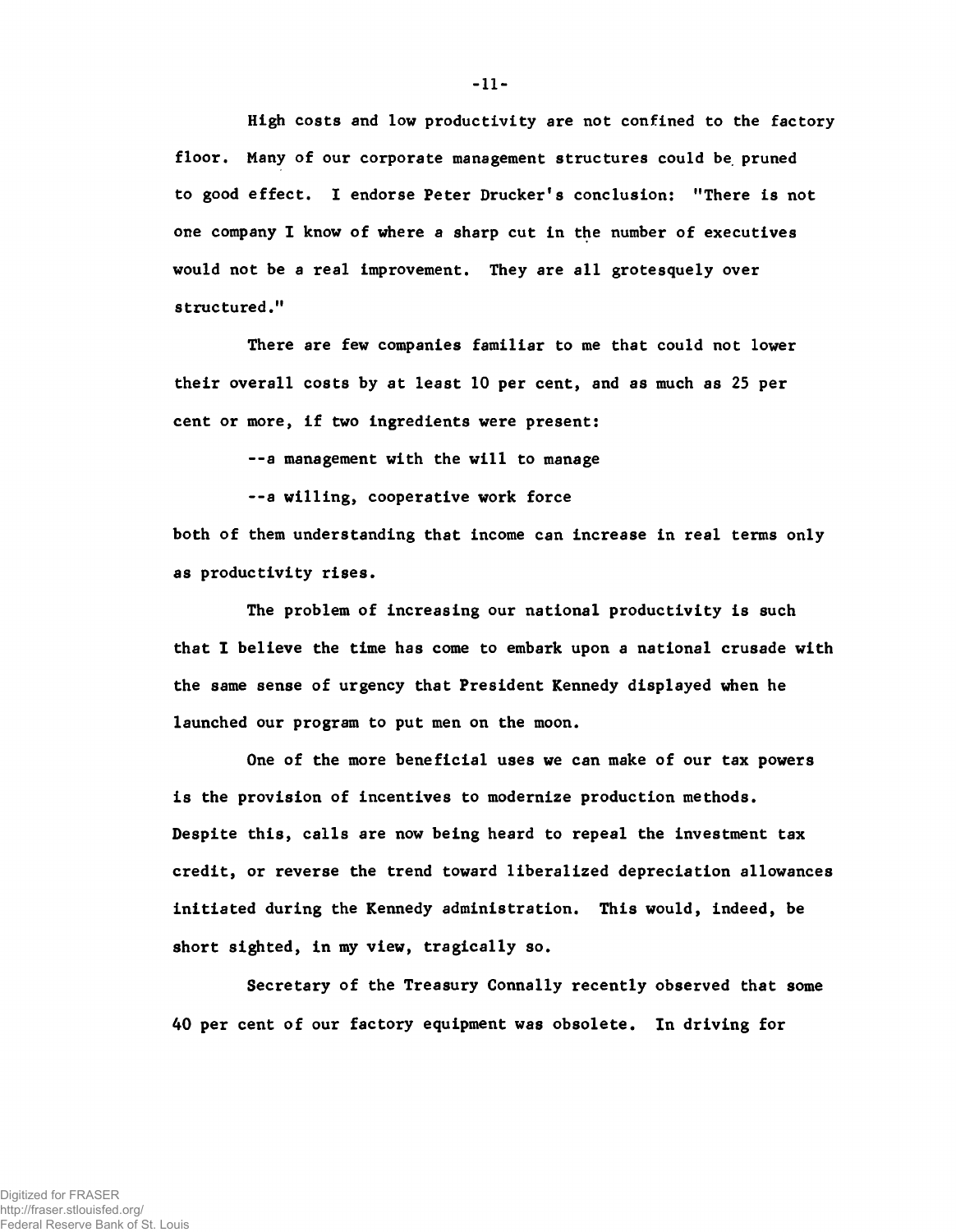High costs and low productivity are not confined to the factory floor. Many of our corporate management structures could be pruned to good effect. I endorse Peter Drucker's conclusion: "There is not one company I know of where a sharp cut in the number of executives would not be a real improvement. They are all grotesquely over structured."

There are few companies familiar to me that could not lower their overall costs by at least 10 per cent, and as much as 25 per cent or more, if two ingredients were present:

--a management with the will to manage

--a willing, cooperative work force

both of them understanding that income can increase in real terms only as productivity rises.

The problem of increasing our national productivity is such that I believe the time has come to embark upon a national crusade with the same sense of urgency that President Kennedy displayed when he launched our program to put men on the moon.

One of the more beneficial uses we can make of our tax powers is the provision of incentives to modernize production methods. Despite this, calls are now being heard to repeal the investment tax credit, or reverse the trend toward liberalized depreciation allowances initiated during the Kennedy administration. This would, indeed, be short sighted, in my view, tragically so.

Secretary of the Treasury Connally recently observed that some 40 per cent of our factory equipment was obsolete. In driving for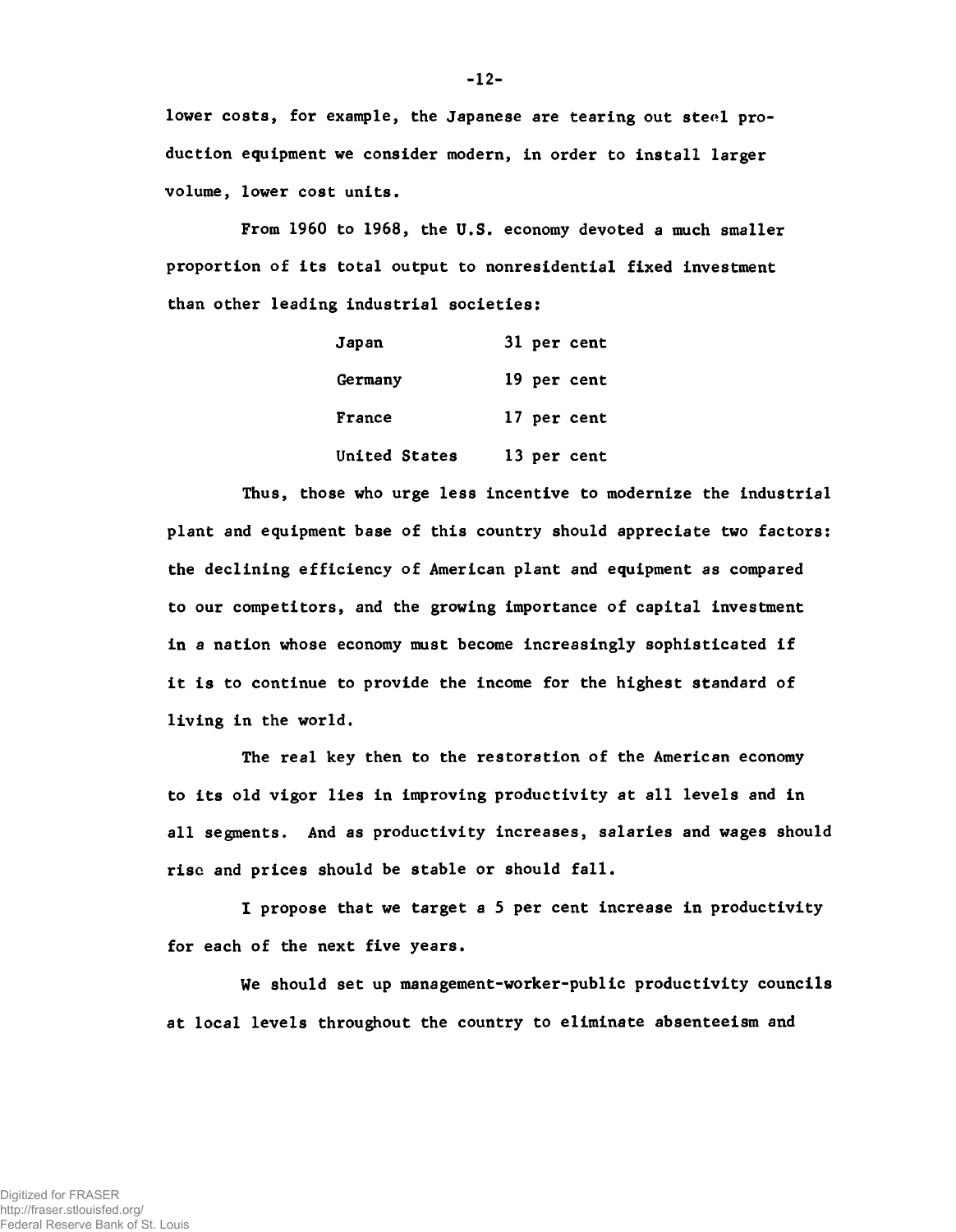lower costs, for example, the Japanese are tearing out steel production equipment we consider modern, in order to install larger volume, lower cost units.

From 1960 to 1968, the U.S. economy devoted a much smaller proportion of its total output to nonresidential fixed investment than other leading industrial societies:

| | |
|---|---|
| Japan | 31 per cent |
| Germany | 19 per cent |
| France | 17 per cent |
| United States | 13 per cent |

Thus, those who urge less incentive to modernize the industrial plant and equipment base of this country should appreciate two factors: the declining efficiency of American plant and equipment as compared to our competitors, and the growing importance of capital investment in a nation whose economy must become increasingly sophisticated if it is to continue to provide the income for the highest standard of living in the world.

The real key then to the restoration of the American economy to its old vigor lies in improving productivity at all levels and in all segments. And as productivity increases, salaries and wages should rise and prices should be stable or should fall.

I propose that we target a 5 per cent increase in productivity for each of the next five years.

We should set up management-worker-public productivity councils at local levels throughout the country to eliminate absenteeism and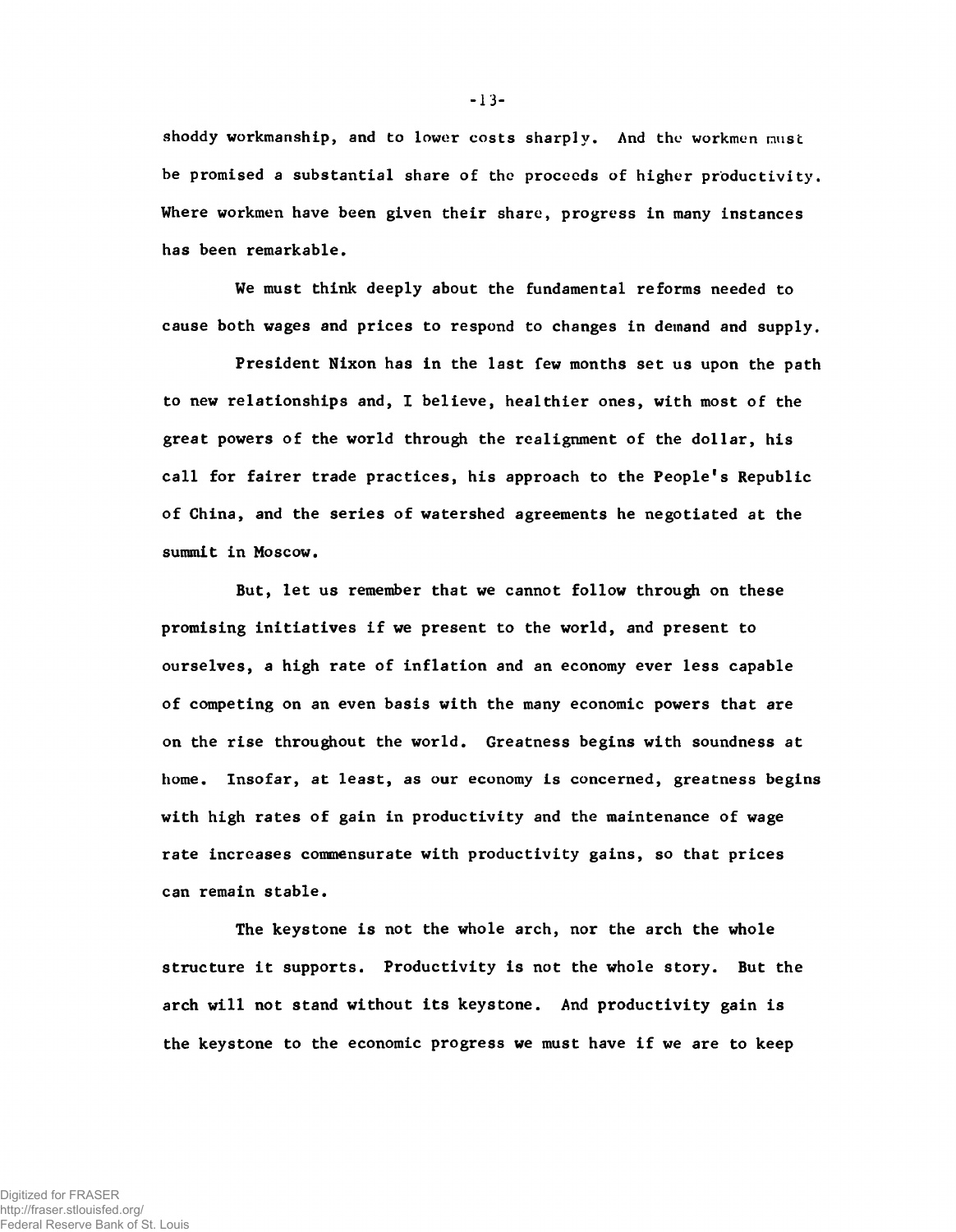shoddy workmanship, and to lower costs sharply. And the workmen must be promised a substantial share of the proceeds of higher productivity. Where workmen have been given their share, progress in many instances has been remarkable.

We must think deeply about the fundamental reforms needed to cause both wages and prices to respond to changes in demand and supply.

President Nixon has in the last few months set us upon the path to new relationships and, I believe, healthier ones, with most of the great powers of the world through the realignment of the dollar, his call for fairer trade practices, his approach to the People's Republic of China, and the series of watershed agreements he negotiated at the summit in Moscow.

But, let us remember that we cannot follow through on these promising initiatives if we present to the world, and present to ourselves, a high rate of inflation and an economy ever less capable of competing on an even basis with the many economic powers that are on the rise throughout the world. Greatness begins with soundness at home. Insofar, at least, as our economy is concerned, greatness begins with high rates of gain in productivity and the maintenance of wage rate increases commensurate with productivity gains, so that prices can remain stable.

The keystone is not the whole arch, nor the arch the whole structure it supports. Productivity is not the whole story. But the arch will not stand without its keystone. And productivity gain is the keystone to the economic progress we must have if we are to keep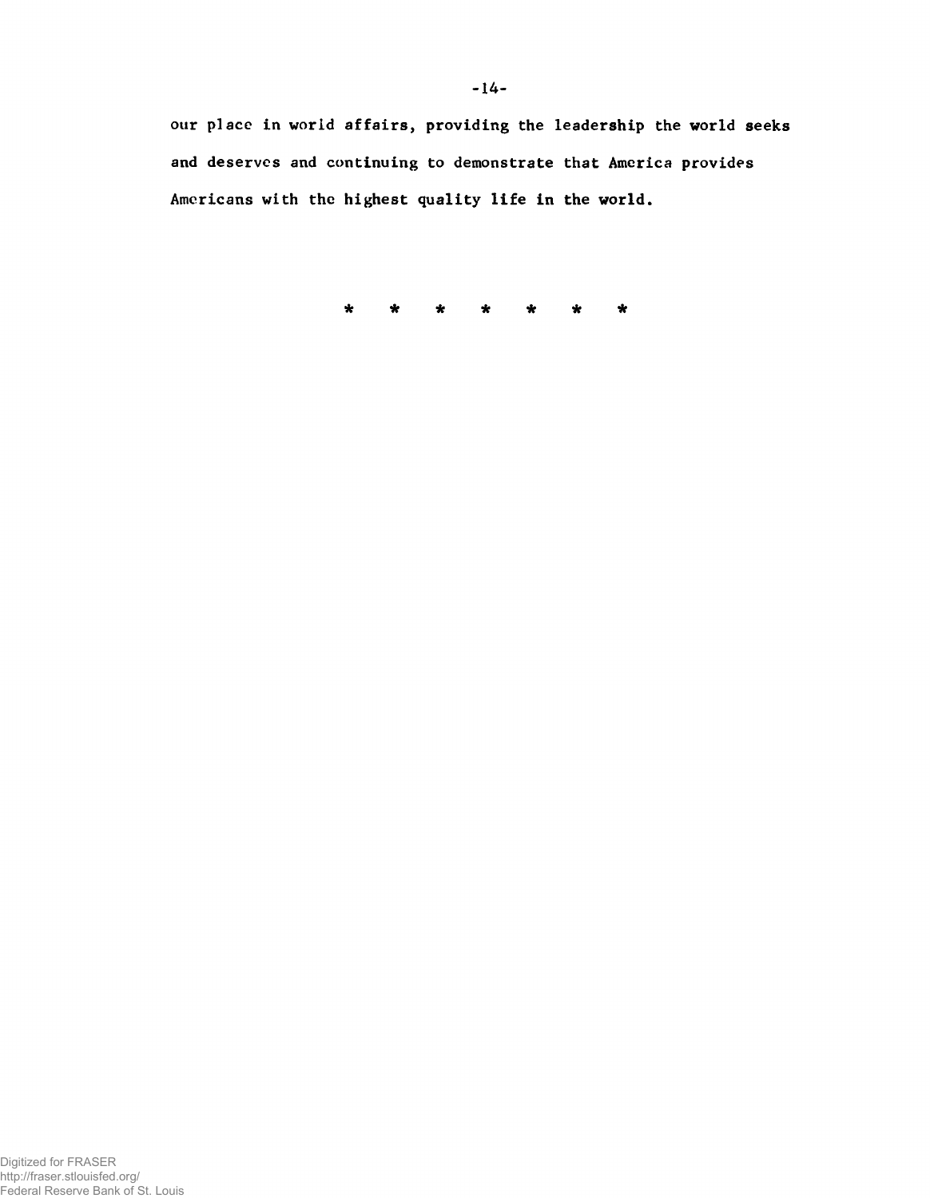our place in world affairs, providing the leadership the world seeks and deserves and continuing to demonstrate that America provides Americans with the highest quality life in the world.

\* \* \* \* \* \* \*